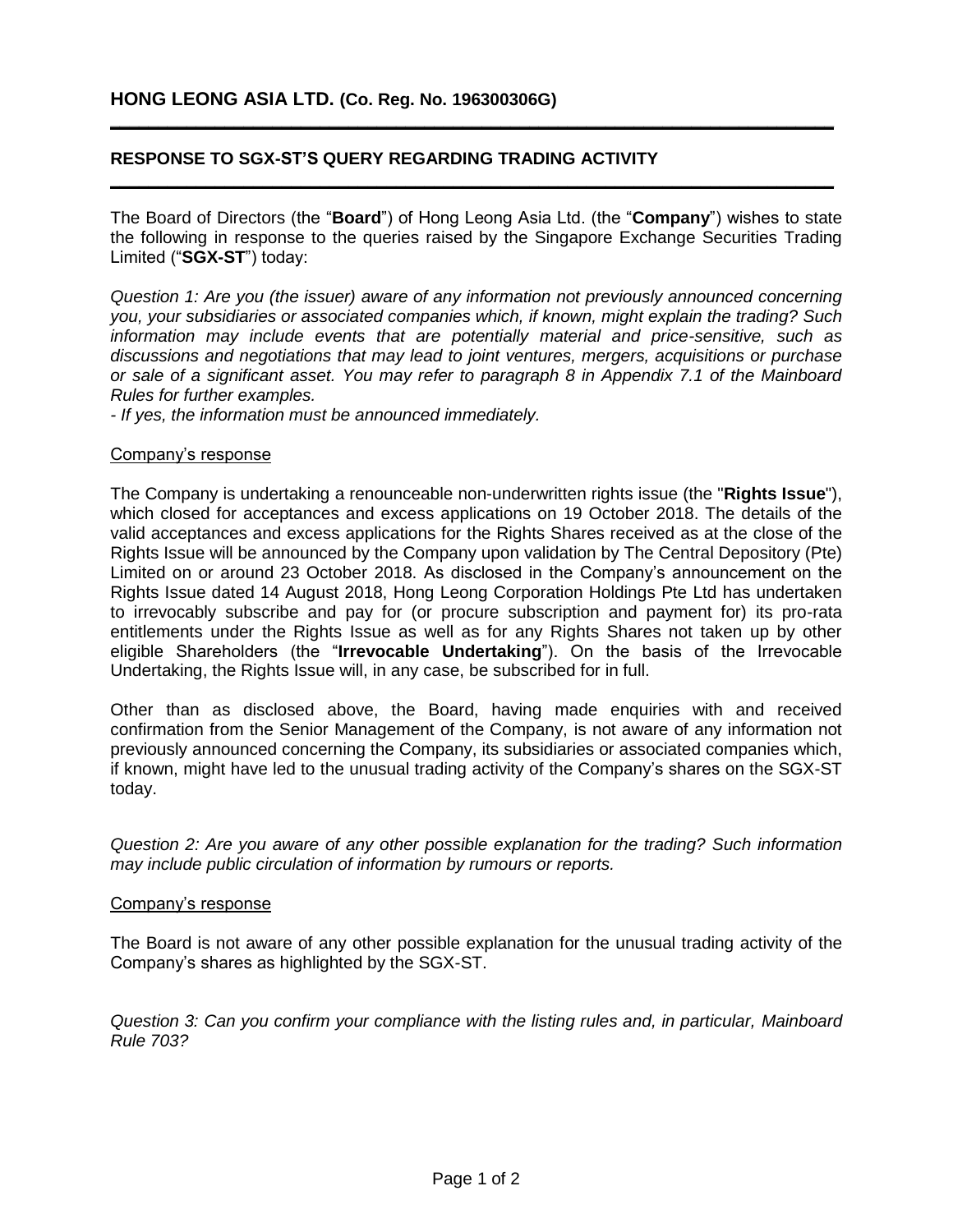## HONG LEONG ASIA LTD. (Co. Reg. No. 196300306G)

### RESPONSE TO SGX-ST'S QUERY REGARDING TRADING ACTIVITY

The Board of Directors (the "**Board**") of Hong Leong Asia Ltd. (the "**Company**") wishes to state the following in response to the queries raised by the Singapore Exchange Securities Trading Limited ("**SGX-ST**") today:

*Question 1: Are you (the issuer) aware of any information not previously announced concerning you, your subsidiaries or associated companies which, if known, might explain the trading? Such information may include events that are potentially material and price-sensitive, such as discussions and negotiations that may lead to joint ventures, mergers, acquisitions or purchase or sale of a significant asset. You may refer to paragraph 8 in Appendix 7.1 of the Mainboard Rules for further examples.*

*- If yes, the information must be announced immediately.*

Company's response

The Company is undertaking a renounceable non-underwritten rights issue (the "**Rights Issue**"), which closed for acceptances and excess applications on 19 October 2018. The details of the valid acceptances and excess applications for the Rights Shares received as at the close of the Rights Issue will be announced by the Company upon validation by The Central Depository (Pte) Limited on or around 23 October 2018. As disclosed in the Company's announcement on the Rights Issue dated 14 August 2018, Hong Leong Corporation Holdings Pte Ltd has undertaken to irrevocably subscribe and pay for (or procure subscription and payment for) its pro-rata entitlements under the Rights Issue as well as for any Rights Shares not taken up by other eligible Shareholders (the "**Irrevocable Undertaking**"). On the basis of the Irrevocable Undertaking, the Rights Issue will, in any case, be subscribed for in full.

Other than as disclosed above, the Board, having made enquiries with and received confirmation from the Senior Management of the Company, is not aware of any information not previously announced concerning the Company, its subsidiaries or associated companies which, if known, might have led to the unusual trading activity of the Company's shares on the SGX-ST today.

*Question 2: Are you aware of any other possible explanation for the trading? Such information may include public circulation of information by rumours or reports.*

Company's response

The Board is not aware of any other possible explanation for the unusual trading activity of the Company's shares as highlighted by the SGX-ST.

*Question 3: Can you confirm your compliance with the listing rules and, in particular, Mainboard Rule 703?*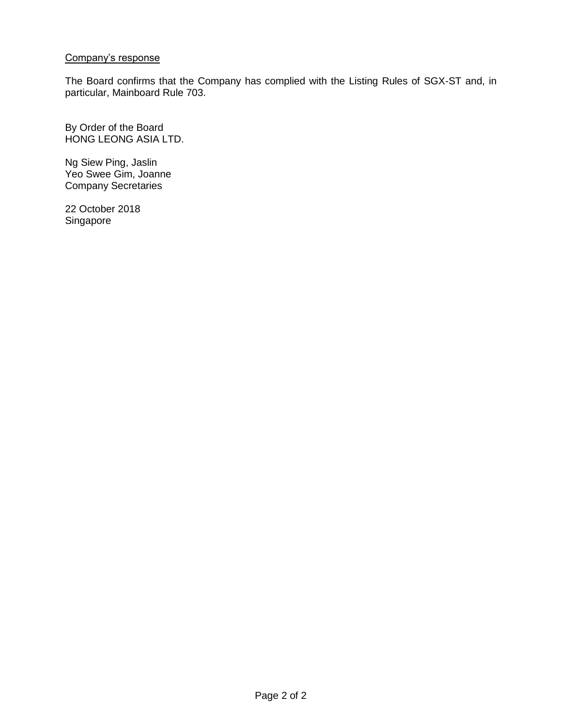Company's response

The Board confirms that the Company has complied with the Listing Rules of SGX-ST and, in particular, Mainboard Rule 703.

By Order of the Board  
HONG LEONG ASIA LTD.

Ng Siew Ping, Jaslin  
Yeo Swee Gim, Joanne  
Company Secretaries

22 October 2018  
Singapore